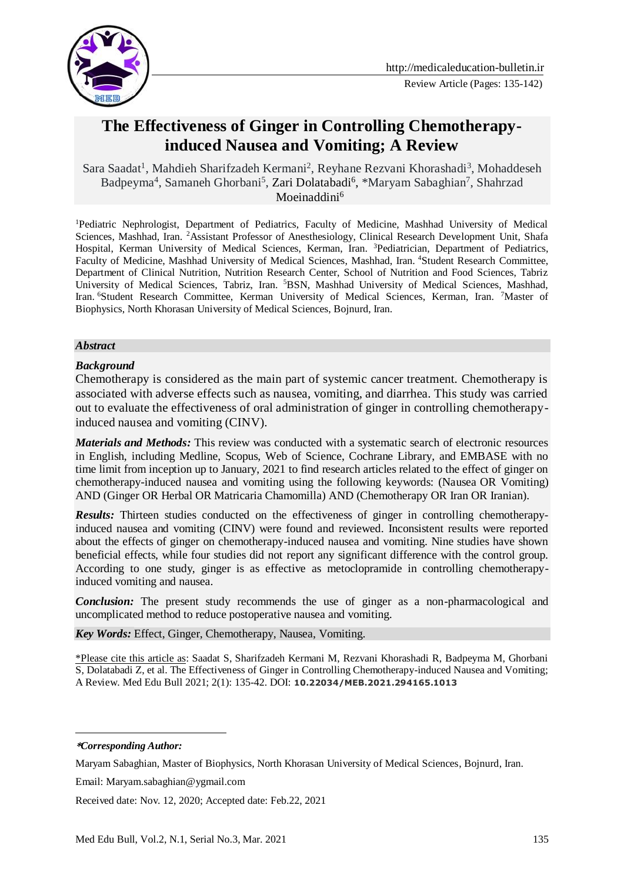Review Article (Pages: 135-142)

# The Effectiveness of Ginger in Controlling Chemotherapy-induced Nausea and Vomiting; A Review

Sara Saadat[1], Mahdieh Sharifzadeh Kermani[2], Reyhane Rezvani Khorashadi[3], Mohaddeseh Badpeyma[4], Samaneh Ghorbani[5], Zari Dolatabadi[6], *Maryam Sabaghian[7], Shahrzad Moeinaddini[6]

[1]Pediatric Nephrologist, Department of Pediatrics, Faculty of Medicine, Mashhad University of Medical Sciences, Mashhad, Iran. [2]Assistant Professor of Anesthesiology, Clinical Research Development Unit, Shafa Hospital, Kerman University of Medical Sciences, Kerman, Iran. [3]Pediatrician, Department of Pediatrics, Faculty of Medicine, Mashhad University of Medical Sciences, Mashhad, Iran. [4]Student Research Committee, Department of Clinical Nutrition, Nutrition Research Center, School of Nutrition and Food Sciences, Tabriz University of Medical Sciences, Tabriz, Iran. [5]BSN, Mashhad University of Medical Sciences, Mashhad, Iran. [6]Student Research Committee, Kerman University of Medical Sciences, Kerman, Iran. [7]Master of Biophysics, North Khorasan University of Medical Sciences, Bojnurd, Iran.

## Abstract

### Background

Chemotherapy is considered as the main part of systemic cancer treatment. Chemotherapy is associated with adverse effects such as nausea, vomiting, and diarrhea. This study was carried out to evaluate the effectiveness of oral administration of ginger in controlling chemotherapy-induced nausea and vomiting (CINV).

***Materials and Methods:*** This review was conducted with a systematic search of electronic resources in English, including Medline, Scopus, Web of Science, Cochrane Library, and EMBASE with no time limit from inception up to January, 2021 to find research articles related to the effect of ginger on chemotherapy-induced nausea and vomiting using the following keywords: (Nausea OR Vomiting) AND (Ginger OR Herbal OR Matricaria Chamomilla) AND (Chemotherapy OR Iran OR Iranian).

***Results:*** Thirteen studies conducted on the effectiveness of ginger in controlling chemotherapy-induced nausea and vomiting (CINV) were found and reviewed. Inconsistent results were reported about the effects of ginger on chemotherapy-induced nausea and vomiting. Nine studies have shown beneficial effects, while four studies did not report any significant difference with the control group. According to one study, ginger is as effective as metoclopramide in controlling chemotherapy-induced vomiting and nausea.

***Conclusion:*** The present study recommends the use of ginger as a non-pharmacological and uncomplicated method to reduce postoperative nausea and vomiting.

***Key Words:*** Effect, Ginger, Chemotherapy, Nausea, Vomiting.

*Please cite this article as: Saadat S, Sharifzadeh Kermani M, Rezvani Khorashadi R, Badpeyma M, Ghorbani S, Dolatabadi Z, et al. The Effectiveness of Ginger in Controlling Chemotherapy-induced Nausea and Vomiting; A Review. Med Edu Bull 2021; 2(1): 135-42. DOI: **10.22034/MEB.2021.294165.1013**

---

***\*Corresponding Author:***

Maryam Sabaghian, Master of Biophysics, North Khorasan University of Medical Sciences, Bojnurd, Iran.

Email: Maryam.sabaghian@ygmail.com

Received date: Nov. 12, 2020; Accepted date: Feb.22, 2021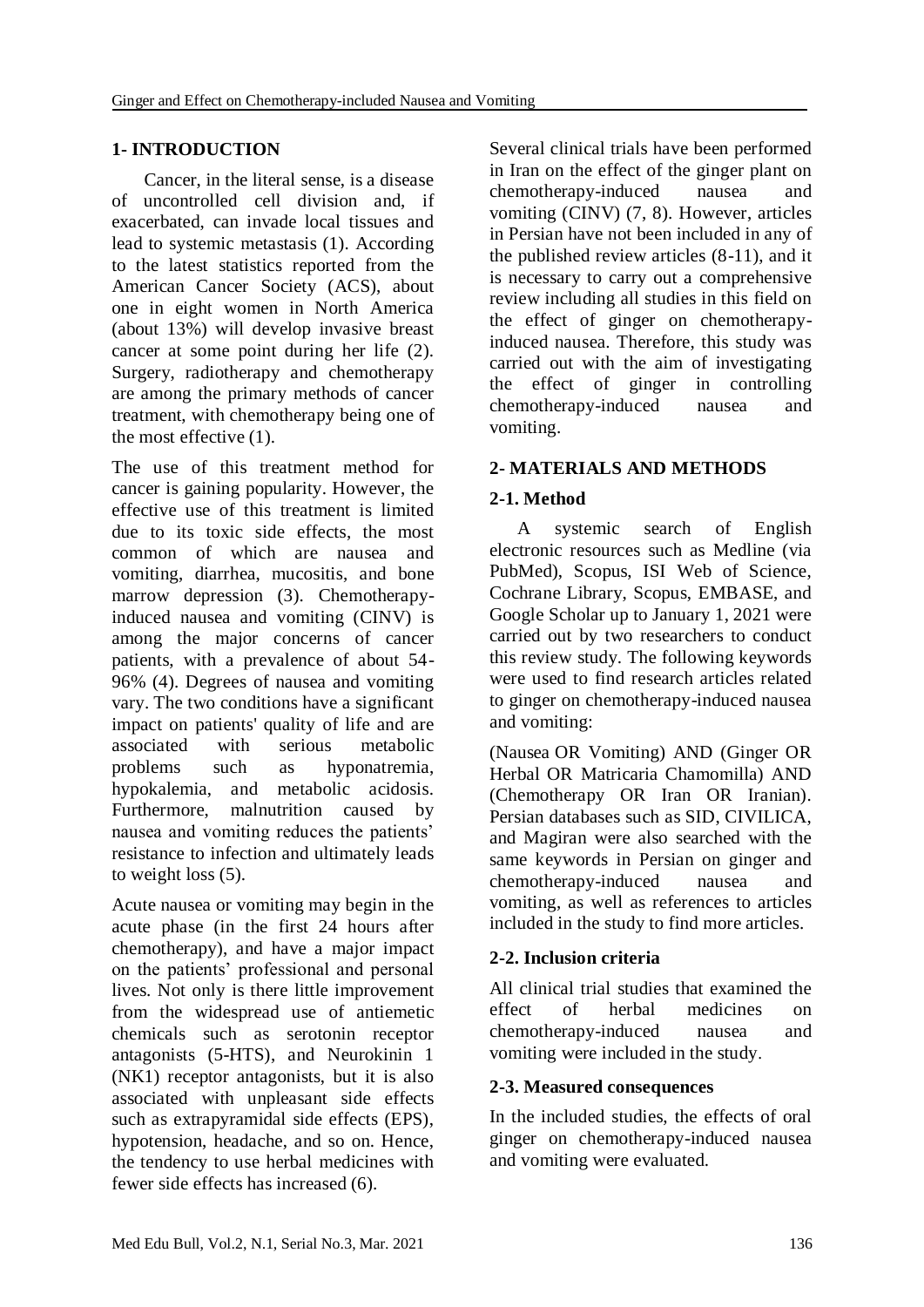## 1- INTRODUCTION

Cancer, in the literal sense, is a disease of uncontrolled cell division and, if exacerbated, can invade local tissues and lead to systemic metastasis (1). According to the latest statistics reported from the American Cancer Society (ACS), about one in eight women in North America (about 13%) will develop invasive breast cancer at some point during her life (2). Surgery, radiotherapy and chemotherapy are among the primary methods of cancer treatment, with chemotherapy being one of the most effective (1).

The use of this treatment method for cancer is gaining popularity. However, the effective use of this treatment is limited due to its toxic side effects, the most common of which are nausea and vomiting, diarrhea, mucositis, and bone marrow depression (3). Chemotherapy-induced nausea and vomiting (CINV) is among the major concerns of cancer patients, with a prevalence of about 54-96% (4). Degrees of nausea and vomiting vary. The two conditions have a significant impact on patients' quality of life and are associated with serious metabolic problems such as hyponatremia, hypokalemia, and metabolic acidosis. Furthermore, malnutrition caused by nausea and vomiting reduces the patients' resistance to infection and ultimately leads to weight loss (5).

Acute nausea or vomiting may begin in the acute phase (in the first 24 hours after chemotherapy), and have a major impact on the patients' professional and personal lives. Not only is there little improvement from the widespread use of antiemetic chemicals such as serotonin receptor antagonists (5-HTS), and Neurokinin 1 (NK1) receptor antagonists, but it is also associated with unpleasant side effects such as extrapyramidal side effects (EPS), hypotension, headache, and so on. Hence, the tendency to use herbal medicines with fewer side effects has increased (6).

Several clinical trials have been performed in Iran on the effect of the ginger plant on chemotherapy-induced nausea and vomiting (CINV) (7, 8). However, articles in Persian have not been included in any of the published review articles (8-11), and it is necessary to carry out a comprehensive review including all studies in this field on the effect of ginger on chemotherapy-induced nausea. Therefore, this study was carried out with the aim of investigating the effect of ginger in controlling chemotherapy-induced nausea and vomiting.

## 2- MATERIALS AND METHODS

### 2-1. Method

A systemic search of English electronic resources such as Medline (via PubMed), Scopus, ISI Web of Science, Cochrane Library, Scopus, EMBASE, and Google Scholar up to January 1, 2021 were carried out by two researchers to conduct this review study. The following keywords were used to find research articles related to ginger on chemotherapy-induced nausea and vomiting:

(Nausea OR Vomiting) AND (Ginger OR Herbal OR Matricaria Chamomilla) AND (Chemotherapy OR Iran OR Iranian). Persian databases such as SID, CIVILICA, and Magiran were also searched with the same keywords in Persian on ginger and chemotherapy-induced nausea and vomiting, as well as references to articles included in the study to find more articles.

### 2-2. Inclusion criteria

All clinical trial studies that examined the effect of herbal medicines on chemotherapy-induced nausea and vomiting were included in the study.

### 2-3. Measured consequences

In the included studies, the effects of oral ginger on chemotherapy-induced nausea and vomiting were evaluated.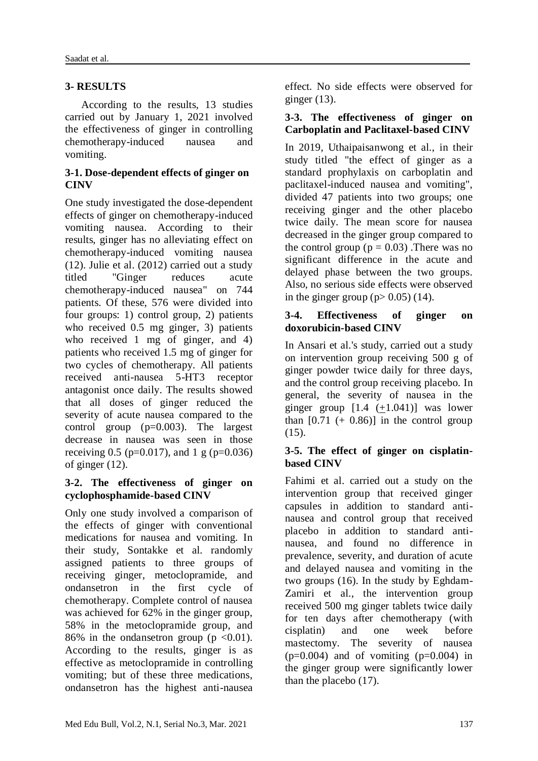## 3- RESULTS

According to the results, 13 studies carried out by January 1, 2021 involved the effectiveness of ginger in controlling chemotherapy-induced nausea and vomiting.

### 3-1. Dose-dependent effects of ginger on CINV

One study investigated the dose-dependent effects of ginger on chemotherapy-induced vomiting nausea. According to their results, ginger has no alleviating effect on chemotherapy-induced vomiting nausea (12). Julie et al. (2012) carried out a study titled "Ginger reduces acute chemotherapy-induced nausea" on 744 patients. Of these, 576 were divided into four groups: 1) control group, 2) patients who received 0.5 mg ginger, 3) patients who received 1 mg of ginger, and 4) patients who received 1.5 mg of ginger for two cycles of chemotherapy. All patients received anti-nausea 5-HT3 receptor antagonist once daily. The results showed that all doses of ginger reduced the severity of acute nausea compared to the control group (p=0.003). The largest decrease in nausea was seen in those receiving 0.5 (p=0.017), and 1 g (p=0.036) of ginger (12).

### 3-2. The effectiveness of ginger on cyclophosphamide-based CINV

Only one study involved a comparison of the effects of ginger with conventional medications for nausea and vomiting. In their study, Sontakke et al. randomly assigned patients to three groups of receiving ginger, metoclopramide, and ondansetron in the first cycle of chemotherapy. Complete control of nausea was achieved for 62% in the ginger group, 58% in the metoclopramide group, and 86% in the ondansetron group (p <0.01). According to the results, ginger is as effective as metoclopramide in controlling vomiting; but of these three medications, ondansetron has the highest anti-nausea effect. No side effects were observed for ginger (13).

### 3-3. The effectiveness of ginger on Carboplatin and Paclitaxel-based CINV

In 2019, Uthaipaisanwong et al., in their study titled "the effect of ginger as a standard prophylaxis on carboplatin and paclitaxel-induced nausea and vomiting", divided 47 patients into two groups; one receiving ginger and the other placebo twice daily. The mean score for nausea decreased in the ginger group compared to the control group (p = 0.03) .There was no significant difference in the acute and delayed phase between the two groups. Also, no serious side effects were observed in the ginger group (p> 0.05) (14).

### 3-4. Effectiveness of ginger on doxorubicin-based CINV

In Ansari et al.'s study, carried out a study on intervention group receiving 500 g of ginger powder twice daily for three days, and the control group receiving placebo. In general, the severity of nausea in the ginger group [1.4 (±1.041)] was lower than [0.71 (+ 0.86)] in the control group (15).

### 3-5. The effect of ginger on cisplatin-based CINV

Fahimi et al. carried out a study on the intervention group that received ginger capsules in addition to standard anti-nausea and control group that received placebo in addition to standard anti-nausea, and found no difference in prevalence, severity, and duration of acute and delayed nausea and vomiting in the two groups (16). In the study by Eghdam-Zamiri et al., the intervention group received 500 mg ginger tablets twice daily for ten days after chemotherapy (with cisplatin) and one week before mastectomy. The severity of nausea (p=0.004) and of vomiting (p=0.004) in the ginger group were significantly lower than the placebo (17).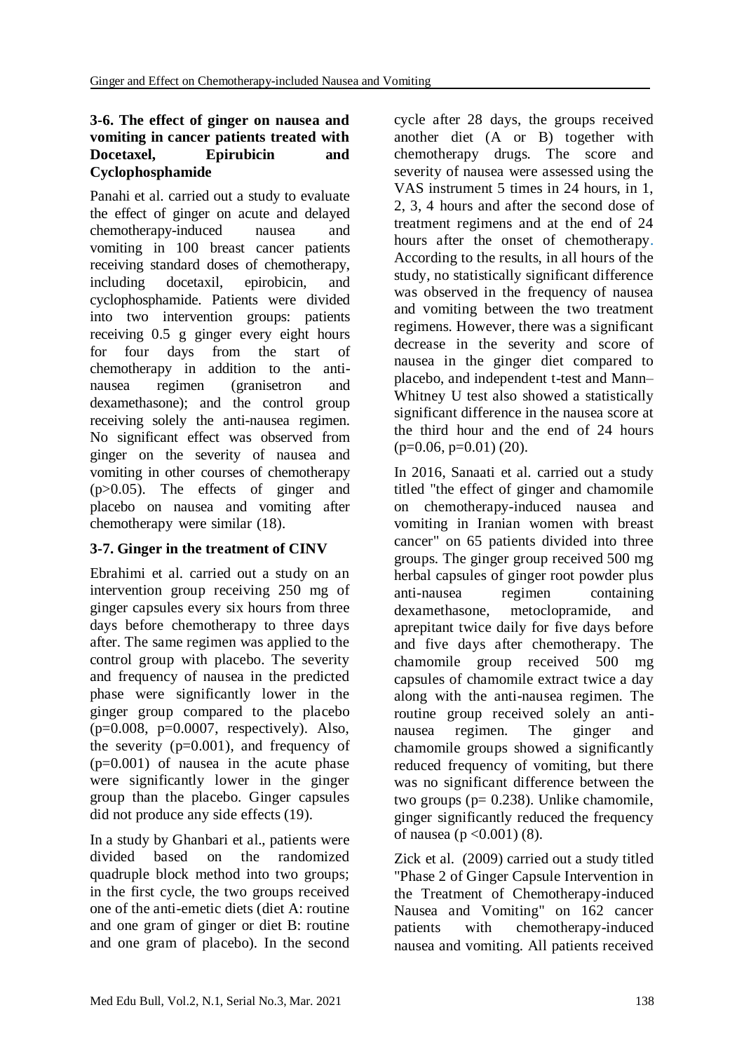### 3-6. The effect of ginger on nausea and vomiting in cancer patients treated with Docetaxel, Epirubicin and Cyclophosphamide

Panahi et al. carried out a study to evaluate the effect of ginger on acute and delayed chemotherapy-induced nausea and vomiting in 100 breast cancer patients receiving standard doses of chemotherapy, including docetaxil, epirobicin, and cyclophosphamide. Patients were divided into two intervention groups: patients receiving 0.5 g ginger every eight hours for four days from the start of chemotherapy in addition to the anti-nausea regimen (granisetron and dexamethasone); and the control group receiving solely the anti-nausea regimen. No significant effect was observed from ginger on the severity of nausea and vomiting in other courses of chemotherapy ($p>0.05$). The effects of ginger and placebo on nausea and vomiting after chemotherapy were similar (18).

### 3-7. Ginger in the treatment of CINV

Ebrahimi et al. carried out a study on an intervention group receiving 250 mg of ginger capsules every six hours from three days before chemotherapy to three days after. The same regimen was applied to the control group with placebo. The severity and frequency of nausea in the predicted phase were significantly lower in the ginger group compared to the placebo ($p=0.008$, $p=0.0007$, respectively). Also, the severity ($p=0.001$), and frequency of ($p=0.001$) of nausea in the acute phase were significantly lower in the ginger group than the placebo. Ginger capsules did not produce any side effects (19).

In a study by Ghanbari et al., patients were divided based on the randomized quadruple block method into two groups; in the first cycle, the two groups received one of the anti-emetic diets (diet A: routine and one gram of ginger or diet B: routine and one gram of placebo). In the second cycle after 28 days, the groups received another diet (A or B) together with chemotherapy drugs. The score and severity of nausea were assessed using the VAS instrument 5 times in 24 hours, in 1, 2, 3, 4 hours and after the second dose of treatment regimens and at the end of 24 hours after the onset of chemotherapy. According to the results, in all hours of the study, no statistically significant difference was observed in the frequency of nausea and vomiting between the two treatment regimens. However, there was a significant decrease in the severity and score of nausea in the ginger diet compared to placebo, and independent t-test and Mann–Whitney U test also showed a statistically significant difference in the nausea score at the third hour and the end of 24 hours ($p=0.06$, $p=0.01$) (20).

In 2016, Sanaati et al. carried out a study titled "the effect of ginger and chamomile on chemotherapy-induced nausea and vomiting in Iranian women with breast cancer" on 65 patients divided into three groups. The ginger group received 500 mg herbal capsules of ginger root powder plus anti-nausea regimen containing dexamethasone, metoclopramide, and aprepitant twice daily for five days before and five days after chemotherapy. The chamomile group received 500 mg capsules of chamomile extract twice a day along with the anti-nausea regimen. The routine group received solely an anti-nausea regimen. The ginger and chamomile groups showed a significantly reduced frequency of vomiting, but there was no significant difference between the two groups ($p= 0.238$). Unlike chamomile, ginger significantly reduced the frequency of nausea ($p <0.001$) (8).

Zick et al. (2009) carried out a study titled "Phase 2 of Ginger Capsule Intervention in the Treatment of Chemotherapy-induced Nausea and Vomiting" on 162 cancer patients with chemotherapy-induced nausea and vomiting. All patients received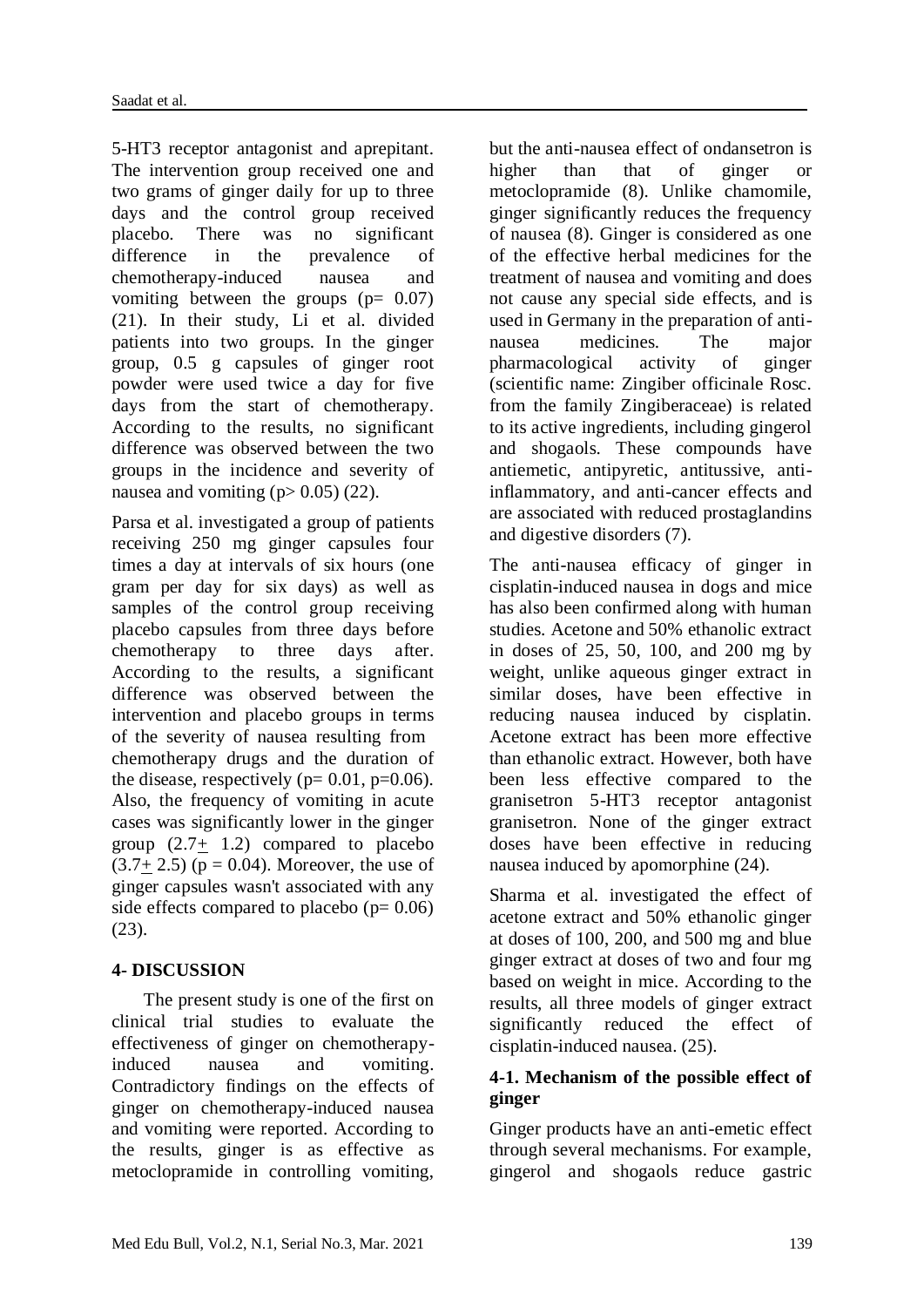5-HT3 receptor antagonist and aprepitant. The intervention group received one and two grams of ginger daily for up to three days and the control group received placebo. There was no significant difference in the prevalence of chemotherapy-induced nausea and vomiting between the groups ($p= 0.07$) (21). In their study, Li et al. divided patients into two groups. In the ginger group, 0.5 g capsules of ginger root powder were used twice a day for five days from the start of chemotherapy. According to the results, no significant difference was observed between the two groups in the incidence and severity of nausea and vomiting ($p> 0.05$) (22).

Parsa et al. investigated a group of patients receiving 250 mg ginger capsules four times a day at intervals of six hours (one gram per day for six days) as well as samples of the control group receiving placebo capsules from three days before chemotherapy to three days after. According to the results, a significant difference was observed between the intervention and placebo groups in terms of the severity of nausea resulting from chemotherapy drugs and the duration of the disease, respectively ($p= 0.01$, $p=0.06$). Also, the frequency of vomiting in acute cases was significantly lower in the ginger group ($2.7 \pm 1.2$) compared to placebo ($3.7 \pm 2.5$) ($p = 0.04$). Moreover, the use of ginger capsules wasn't associated with any side effects compared to placebo ($p= 0.06$) (23).

## 4- DISCUSSION

The present study is one of the first on clinical trial studies to evaluate the effectiveness of ginger on chemotherapy-induced nausea and vomiting. Contradictory findings on the effects of ginger on chemotherapy-induced nausea and vomiting were reported. According to the results, ginger is as effective as metoclopramide in controlling vomiting, but the anti-nausea effect of ondansetron is higher than that of ginger or metoclopramide (8). Unlike chamomile, ginger significantly reduces the frequency of nausea (8). Ginger is considered as one of the effective herbal medicines for the treatment of nausea and vomiting and does not cause any special side effects, and is used in Germany in the preparation of anti-nausea medicines. The major pharmacological activity of ginger (scientific name: Zingiber officinale Rosc. from the family Zingiberaceae) is related to its active ingredients, including gingerol and shogaols. These compounds have antiemetic, antipyretic, antitussive, anti-inflammatory, and anti-cancer effects and are associated with reduced prostaglandins and digestive disorders (7).

The anti-nausea efficacy of ginger in cisplatin-induced nausea in dogs and mice has also been confirmed along with human studies. Acetone and 50% ethanolic extract in doses of 25, 50, 100, and 200 mg by weight, unlike aqueous ginger extract in similar doses, have been effective in reducing nausea induced by cisplatin. Acetone extract has been more effective than ethanolic extract. However, both have been less effective compared to the granisetron 5-HT3 receptor antagonist granisetron. None of the ginger extract doses have been effective in reducing nausea induced by apomorphine (24).

Sharma et al. investigated the effect of acetone extract and 50% ethanolic ginger at doses of 100, 200, and 500 mg and blue ginger extract at doses of two and four mg based on weight in mice. According to the results, all three models of ginger extract significantly reduced the effect of cisplatin-induced nausea. (25).

### 4-1. Mechanism of the possible effect of ginger

Ginger products have an anti-emetic effect through several mechanisms. For example, gingerol and shogaols reduce gastric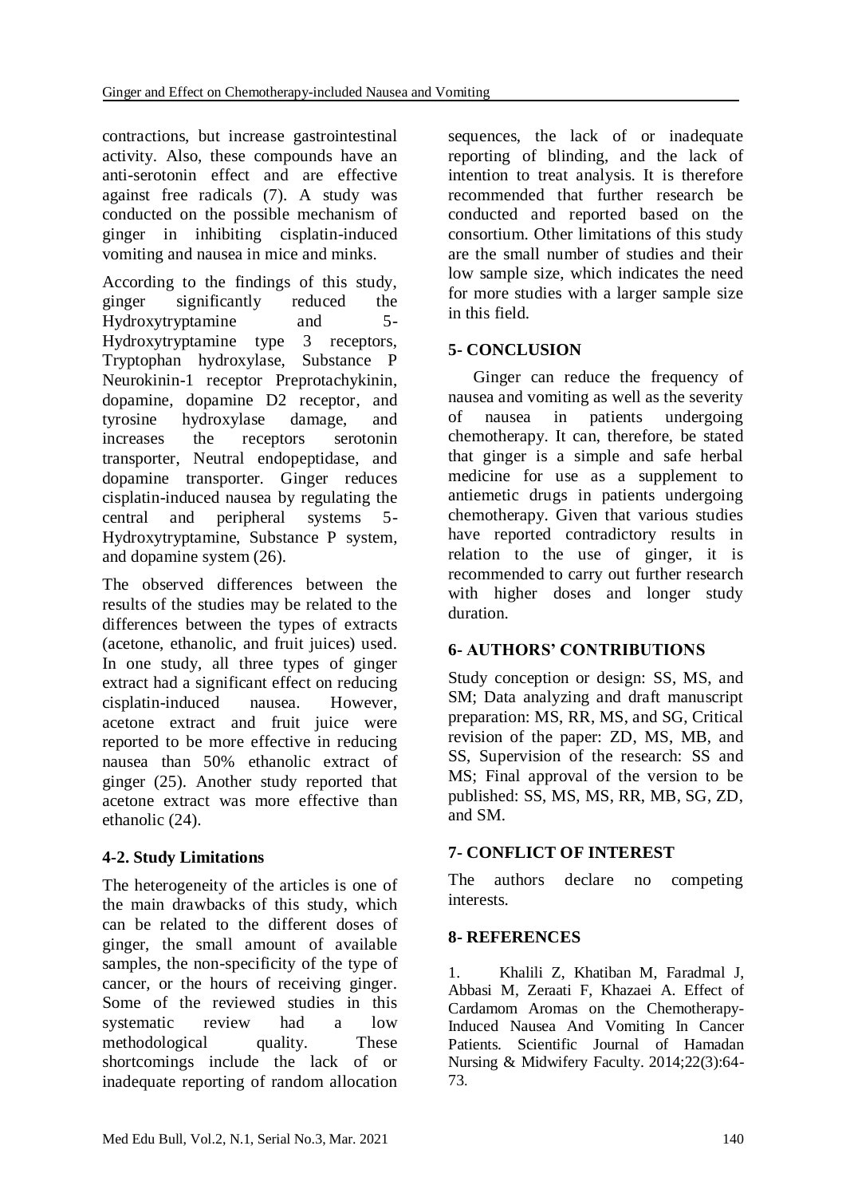contractions, but increase gastrointestinal activity. Also, these compounds have an anti-serotonin effect and are effective against free radicals (7). A study was conducted on the possible mechanism of ginger in inhibiting cisplatin-induced vomiting and nausea in mice and minks.

According to the findings of this study, ginger significantly reduced the Hydroxytryptamine and 5-Hydroxytryptamine type 3 receptors, Tryptophan hydroxylase, Substance P Neurokinin-1 receptor Preprotachykinin, dopamine, dopamine D2 receptor, and tyrosine hydroxylase damage, and increases the receptors serotonin transporter, Neutral endopeptidase, and dopamine transporter. Ginger reduces cisplatin-induced nausea by regulating the central and peripheral systems 5-Hydroxytryptamine, Substance P system, and dopamine system (26).

The observed differences between the results of the studies may be related to the differences between the types of extracts (acetone, ethanolic, and fruit juices) used. In one study, all three types of ginger extract had a significant effect on reducing cisplatin-induced nausea. However, acetone extract and fruit juice were reported to be more effective in reducing nausea than 50% ethanolic extract of ginger (25). Another study reported that acetone extract was more effective than ethanolic (24).

### 4-2. Study Limitations

The heterogeneity of the articles is one of the main drawbacks of this study, which can be related to the different doses of ginger, the small amount of available samples, the non-specificity of the type of cancer, or the hours of receiving ginger. Some of the reviewed studies in this systematic review had a low methodological quality. These shortcomings include the lack of or inadequate reporting of random allocation sequences, the lack of or inadequate reporting of blinding, and the lack of intention to treat analysis. It is therefore recommended that further research be conducted and reported based on the consortium. Other limitations of this study are the small number of studies and their low sample size, which indicates the need for more studies with a larger sample size in this field.

## 5- CONCLUSION

Ginger can reduce the frequency of nausea and vomiting as well as the severity of nausea in patients undergoing chemotherapy. It can, therefore, be stated that ginger is a simple and safe herbal medicine for use as a supplement to antiemetic drugs in patients undergoing chemotherapy. Given that various studies have reported contradictory results in relation to the use of ginger, it is recommended to carry out further research with higher doses and longer study duration.

## 6- AUTHORS' CONTRIBUTIONS

Study conception or design: SS, MS, and SM; Data analyzing and draft manuscript preparation: MS, RR, MS, and SG, Critical revision of the paper: ZD, MS, MB, and SS, Supervision of the research: SS and MS; Final approval of the version to be published: SS, MS, MS, RR, MB, SG, ZD, and SM.

## 7- CONFLICT OF INTEREST

The authors declare no competing interests.

## 8- REFERENCES

1. Khalili Z, Khatiban M, Faradmal J, Abbasi M, Zeraati F, Khazaei A. Effect of Cardamom Aromas on the Chemotherapy-Induced Nausea And Vomiting In Cancer Patients. Scientific Journal of Hamadan Nursing & Midwifery Faculty. 2014;22(3):64-73.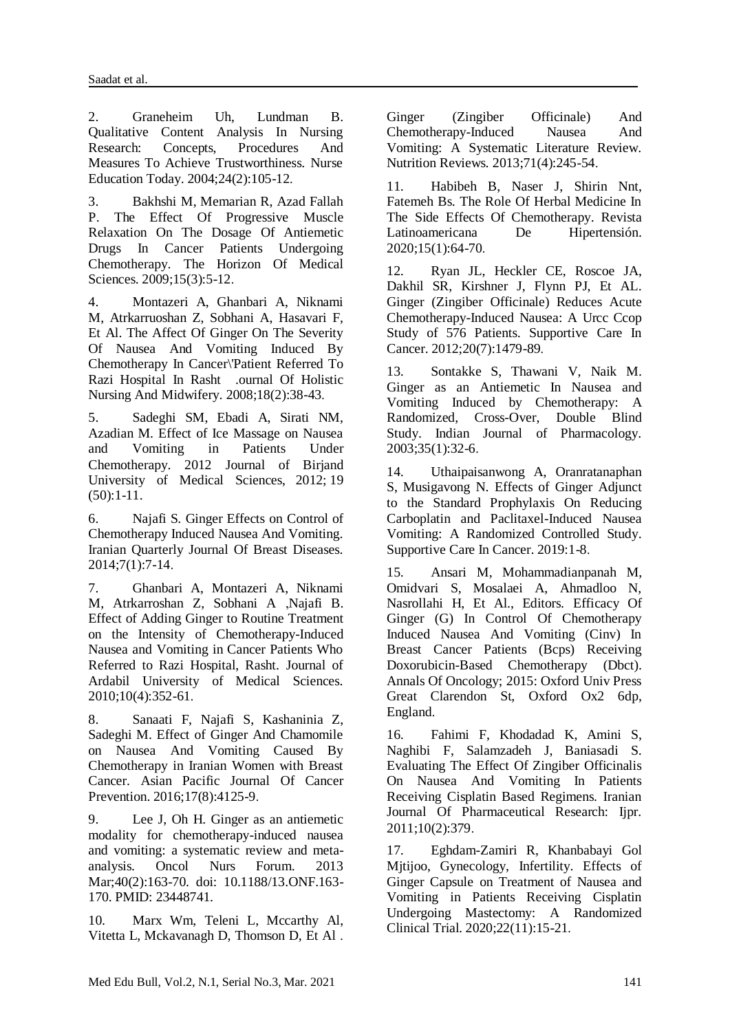2. Graneheim Uh, Lundman B. Qualitative Content Analysis In Nursing Research: Concepts, Procedures And Measures To Achieve Trustworthiness. Nurse Education Today. 2004;24(2):105-12.

3. Bakhshi M, Memarian R, Azad Fallah P. The Effect Of Progressive Muscle Relaxation On The Dosage Of Antiemetic Drugs In Cancer Patients Undergoing Chemotherapy. The Horizon Of Medical Sciences. 2009;15(3):5-12.

4. Montazeri A, Ghanbari A, Niknami M, Atrkarruoshan Z, Sobhani A, Hasavari F, Et Al. The Affect Of Ginger On The Severity Of Nausea And Vomiting Induced By Chemotherapy In Cancer\'Patient Referred To Razi Hospital In Rasht .ournal Of Holistic Nursing And Midwifery. 2008;18(2):38-43.

5. Sadeghi SM, Ebadi A, Sirati NM, Azadian M. Effect of Ice Massage on Nausea and Vomiting in Patients Under Chemotherapy. 2012 Journal of Birjand University of Medical Sciences, 2012; 19 (50):1-11.

6. Najafi S. Ginger Effects on Control of Chemotherapy Induced Nausea And Vomiting. Iranian Quarterly Journal Of Breast Diseases. 2014;7(1):7-14.

7. Ghanbari A, Montazeri A, Niknami M, Atrkarroshan Z, Sobhani A ,Najafi B. Effect of Adding Ginger to Routine Treatment on the Intensity of Chemotherapy-Induced Nausea and Vomiting in Cancer Patients Who Referred to Razi Hospital, Rasht. Journal of Ardabil University of Medical Sciences. 2010;10(4):352-61.

8. Sanaati F, Najafi S, Kashaninia Z, Sadeghi M. Effect of Ginger And Chamomile on Nausea And Vomiting Caused By Chemotherapy in Iranian Women with Breast Cancer. Asian Pacific Journal Of Cancer Prevention. 2016;17(8):4125-9.

9. Lee J, Oh H. Ginger as an antiemetic modality for chemotherapy-induced nausea and vomiting: a systematic review and meta-analysis. Oncol Nurs Forum. 2013 Mar;40(2):163-70. doi: 10.1188/13.ONF.163-170. PMID: 23448741.

10. Marx Wm, Teleni L, Mccarthy Al, Vitetta L, Mckavanagh D, Thomson D, Et Al . Ginger (Zingiber Officinale) And Chemotherapy-Induced Nausea And Vomiting: A Systematic Literature Review. Nutrition Reviews. 2013;71(4):245-54.

11. Habibeh B, Naser J, Shirin Nnt, Fatemeh Bs. The Role Of Herbal Medicine In The Side Effects Of Chemotherapy. Revista Latinoamericana De Hipertensión. 2020;15(1):64-70.

12. Ryan JL, Heckler CE, Roscoe JA, Dakhil SR, Kirshner J, Flynn PJ, Et AL. Ginger (Zingiber Officinale) Reduces Acute Chemotherapy-Induced Nausea: A Urcc Ccop Study of 576 Patients. Supportive Care In Cancer. 2012;20(7):1479-89.

13. Sontakke S, Thawani V, Naik M. Ginger as an Antiemetic In Nausea and Vomiting Induced by Chemotherapy: A Randomized, Cross-Over, Double Blind Study. Indian Journal of Pharmacology. 2003;35(1):32-6.

14. Uthaipaisanwong A, Oranratanaphan S, Musigavong N. Effects of Ginger Adjunct to the Standard Prophylaxis On Reducing Carboplatin and Paclitaxel-Induced Nausea Vomiting: A Randomized Controlled Study. Supportive Care In Cancer. 2019:1-8.

15. Ansari M, Mohammadianpanah M, Omidvari S, Mosalaei A, Ahmadloo N, Nasrollahi H, Et Al., Editors. Efficacy Of Ginger (G) In Control Of Chemotherapy Induced Nausea And Vomiting (Cinv) In Breast Cancer Patients (Bcps) Receiving Doxorubicin-Based Chemotherapy (Dbct). Annals Of Oncology; 2015: Oxford Univ Press Great Clarendon St, Oxford Ox2 6dp, England.

16. Fahimi F, Khodadad K, Amini S, Naghibi F, Salamzadeh J, Baniasadi S. Evaluating The Effect Of Zingiber Officinalis On Nausea And Vomiting In Patients Receiving Cisplatin Based Regimens. Iranian Journal Of Pharmaceutical Research: Ijpr. 2011;10(2):379.

17. Eghdam-Zamiri R, Khanbabayi Gol Mjtijoo, Gynecology, Infertility. Effects of Ginger Capsule on Treatment of Nausea and Vomiting in Patients Receiving Cisplatin Undergoing Mastectomy: A Randomized Clinical Trial. 2020;22(11):15-21.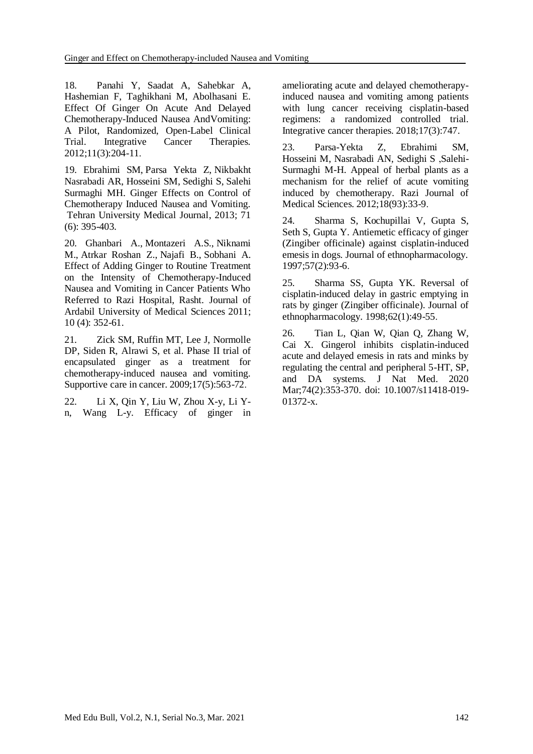18. Panahi Y, Saadat A, Sahebkar A, Hashemian F, Taghikhani M, Abolhasani E. Effect Of Ginger On Acute And Delayed Chemotherapy-Induced Nausea AndVomiting: A Pilot, Randomized, Open-Label Clinical Trial. Integrative Cancer Therapies. 2012;11(3):204-11.

19. Ebrahimi SM, Parsa Yekta Z, Nikbakht Nasrabadi AR, Hosseini SM, Sedighi S, Salehi Surmaghi MH. Ginger Effects on Control of Chemotherapy Induced Nausea and Vomiting. Tehran University Medical Journal, 2013; 71 (6): 395-403.

20. Ghanbari A., Montazeri A.S., Niknami M., Atrkar Roshan Z., Najafi B., Sobhani A. Effect of Adding Ginger to Routine Treatment on the Intensity of Chemotherapy-Induced Nausea and Vomiting in Cancer Patients Who Referred to Razi Hospital, Rasht. Journal of Ardabil University of Medical Sciences 2011; 10 (4): 352-61.

21. Zick SM, Ruffin MT, Lee J, Normolle DP, Siden R, Alrawi S, et al. Phase II trial of encapsulated ginger as a treatment for chemotherapy-induced nausea and vomiting. Supportive care in cancer. 2009;17(5):563-72.

22. Li X, Qin Y, Liu W, Zhou X-y, Li Y-n, Wang L-y. Efficacy of ginger in ameliorating acute and delayed chemotherapy-induced nausea and vomiting among patients with lung cancer receiving cisplatin-based regimens: a randomized controlled trial. Integrative cancer therapies. 2018;17(3):747.

23. Parsa-Yekta Z, Ebrahimi SM, Hosseini M, Nasrabadi AN, Sedighi S ,Salehi-Surmaghi M-H. Appeal of herbal plants as a mechanism for the relief of acute vomiting induced by chemotherapy. Razi Journal of Medical Sciences. 2012;18(93):33-9.

24. Sharma S, Kochupillai V, Gupta S, Seth S, Gupta Y. Antiemetic efficacy of ginger (Zingiber officinale) against cisplatin-induced emesis in dogs. Journal of ethnopharmacology. 1997;57(2):93-6.

25. Sharma SS, Gupta YK. Reversal of cisplatin-induced delay in gastric emptying in rats by ginger (Zingiber officinale). Journal of ethnopharmacology. 1998;62(1):49-55.

26. Tian L, Qian W, Qian Q, Zhang W, Cai X. Gingerol inhibits cisplatin-induced acute and delayed emesis in rats and minks by regulating the central and peripheral 5-HT, SP, and DA systems. J Nat Med. 2020 Mar;74(2):353-370. doi: 10.1007/s11418-019-01372-x.